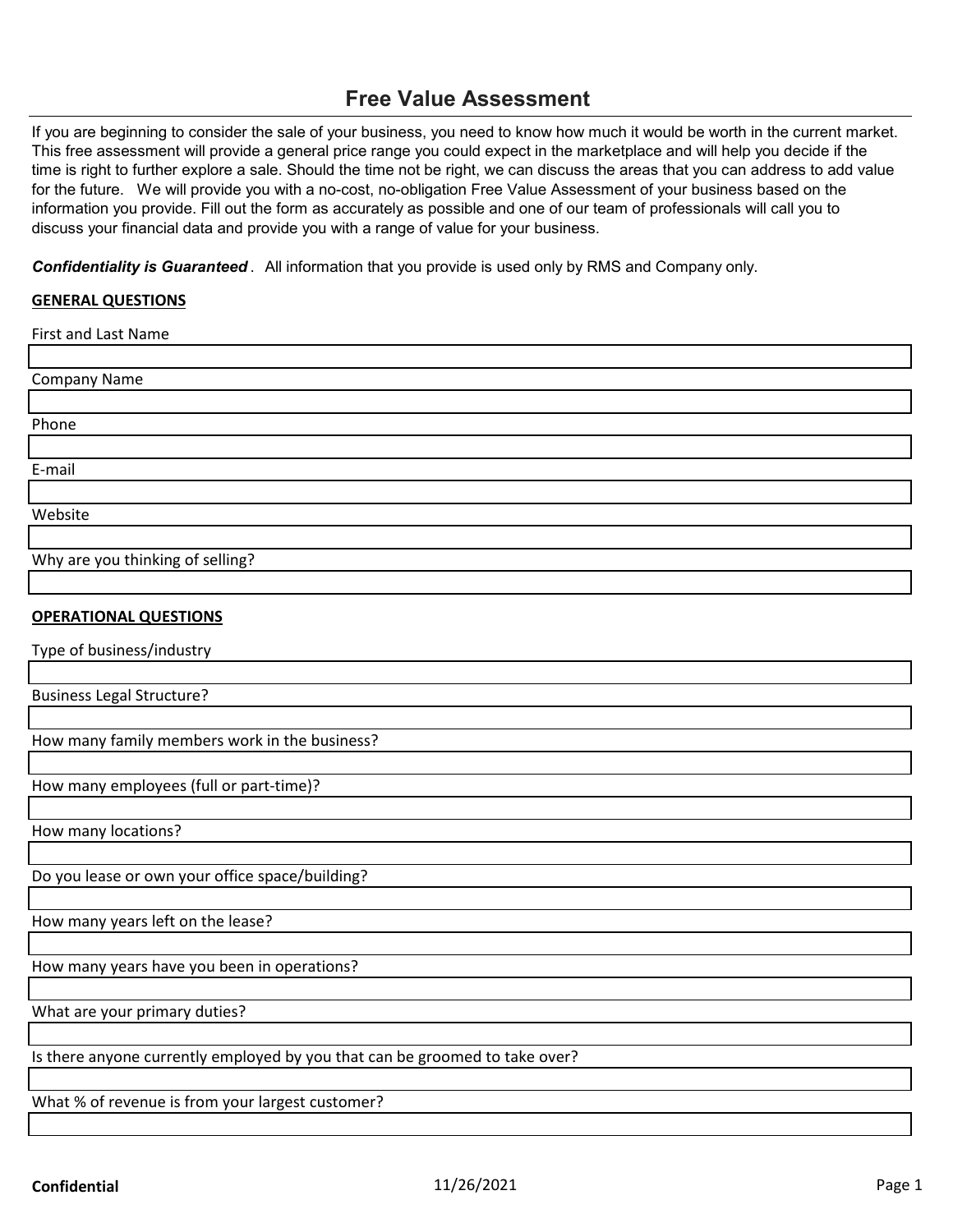# Free Value Assessment

If you are beginning to consider the sale of your business, you need to know how much it would be worth in the current market. This free assessment will provide a general price range you could expect in the marketplace and will help you decide if the time is right to further explore a sale. Should the time not be right, we can discuss the areas that you can address to add value for the future. We will provide you with a no-cost, no-obligation Free Value Assessment of your business based on the information you provide. Fill out the form as accurately as possible and one of our team of professionals will call you to discuss your financial data and provide you with a range of value for your business.

***Confidentiality is Guaranteed*** . All information that you provide is used only by RMS and Company only.

**GENERAL QUESTIONS**

First and Last Name

Company Name

Phone

E-mail

Website

Why are you thinking of selling?

**OPERATIONAL QUESTIONS**

Type of business/industry

Business Legal Structure?

How many family members work in the business?

How many employees (full or part-time)?

How many locations?

Do you lease or own your office space/building?

How many years left on the lease?

How many years have you been in operations?

What are your primary duties?

Is there anyone currently employed by you that can be groomed to take over?

What % of revenue is from your largest customer?

**Confidential** 11/26/2021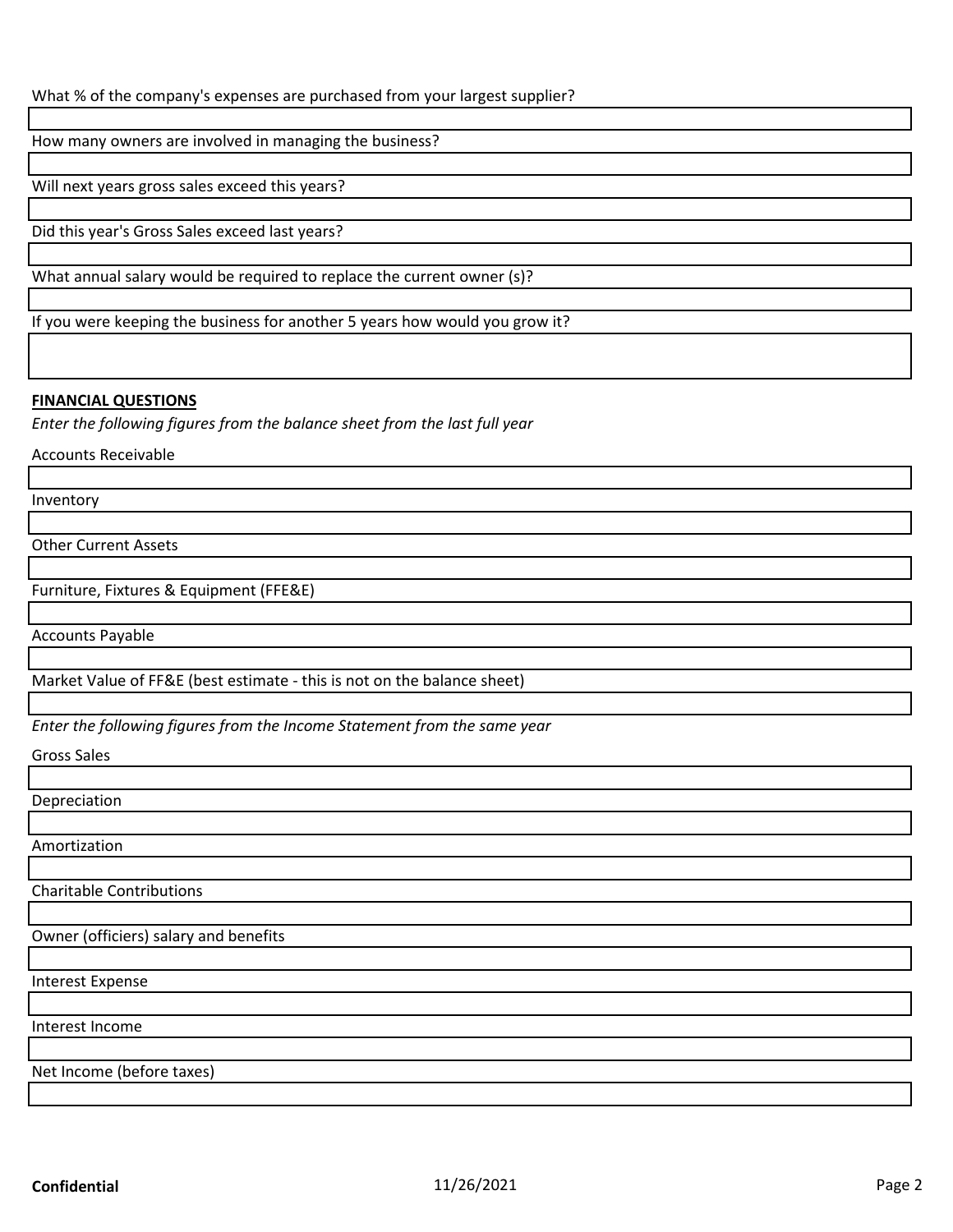What % of the company's expenses are purchased from your largest supplier?

How many owners are involved in managing the business?

Will next years gross sales exceed this years?

Did this year's Gross Sales exceed last years?

What annual salary would be required to replace the current owner (s)?

If you were keeping the business for another 5 years how would you grow it?

**FINANCIAL QUESTIONS**

*Enter the following figures from the balance sheet from the last full year*

Accounts Receivable

Inventory

Other Current Assets

Furniture, Fixtures & Equipment (FFE&E)

Accounts Payable

Market Value of FF&E (best estimate - this is not on the balance sheet)

*Enter the following figures from the Income Statement from the same year*

Gross Sales

Depreciation

Amortization

Charitable Contributions

Owner (officiers) salary and benefits

Interest Expense

Interest Income

Net Income (before taxes)

**Confidential** 11/26/2021